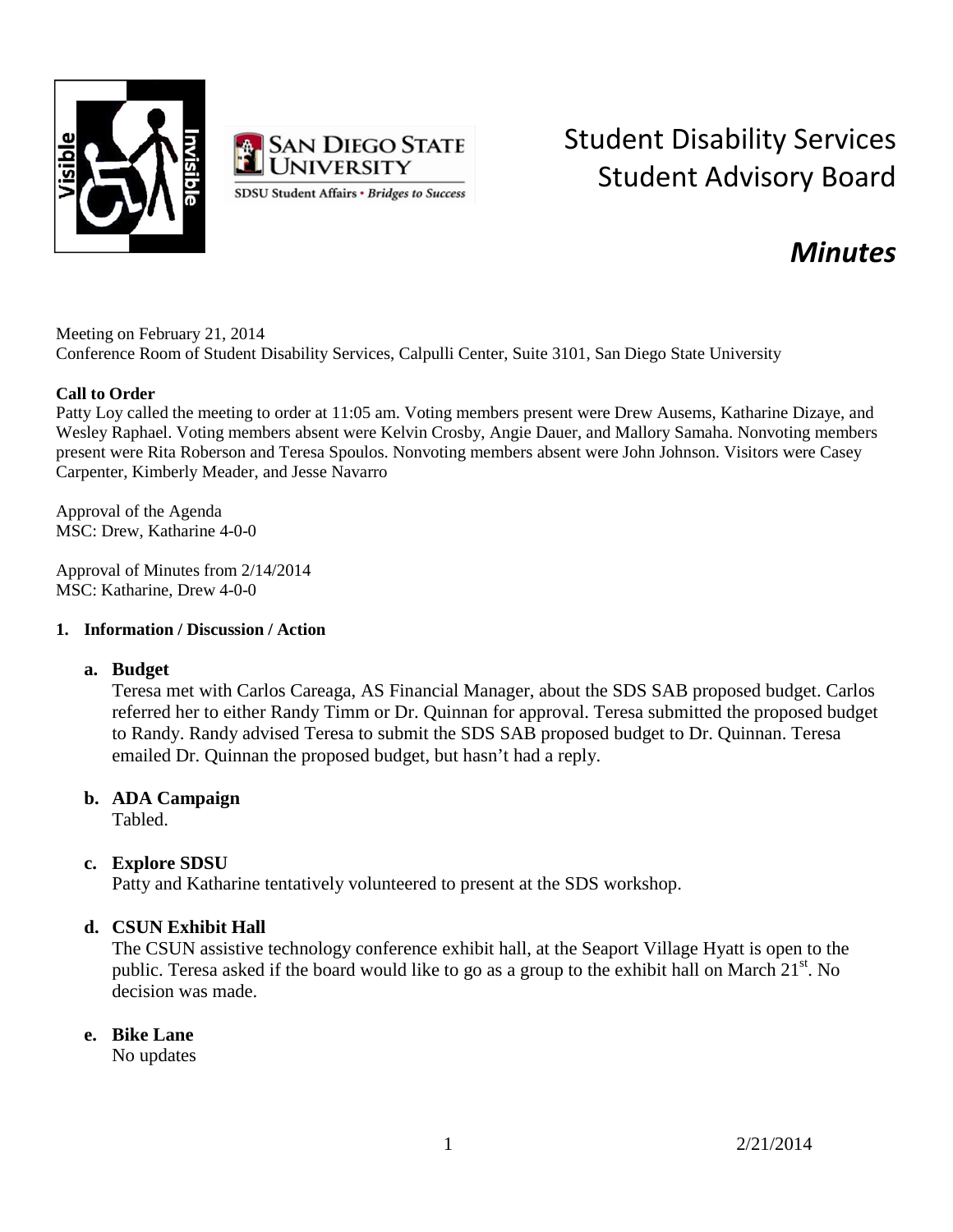# Student Disability Services Student Advisory Board

## *Minutes*

Meeting on February 21, 2014
Conference Room of Student Disability Services, Calpulli Center, Suite 3101, San Diego State University

**Call to Order**
Patty Loy called the meeting to order at 11:05 am. Voting members present were Drew Ausems, Katharine Dizaye, and Wesley Raphael. Voting members absent were Kelvin Crosby, Angie Dauer, and Mallory Samaha. Nonvoting members present were Rita Roberson and Teresa Spoulos. Nonvoting members absent were John Johnson. Visitors were Casey Carpenter, Kimberly Meader, and Jesse Navarro

Approval of the Agenda
MSC: Drew, Katharine 4-0-0

Approval of Minutes from 2/14/2014
MSC: Katharine, Drew 4-0-0

1. **Information / Discussion / Action**

   a. **Budget**
   Teresa met with Carlos Careaga, AS Financial Manager, about the SDS SAB proposed budget. Carlos referred her to either Randy Timm or Dr. Quinnan for approval. Teresa submitted the proposed budget to Randy. Randy advised Teresa to submit the SDS SAB proposed budget to Dr. Quinnan. Teresa emailed Dr. Quinnan the proposed budget, but hasn't had a reply.

   b. **ADA Campaign**
   Tabled.

   c. **Explore SDSU**
   Patty and Katharine tentatively volunteered to present at the SDS workshop.

   d. **CSUN Exhibit Hall**
   The CSUN assistive technology conference exhibit hall, at the Seaport Village Hyatt is open to the public. Teresa asked if the board would like to go as a group to the exhibit hall on March 21st. No decision was made.

   e. **Bike Lane**
   No updates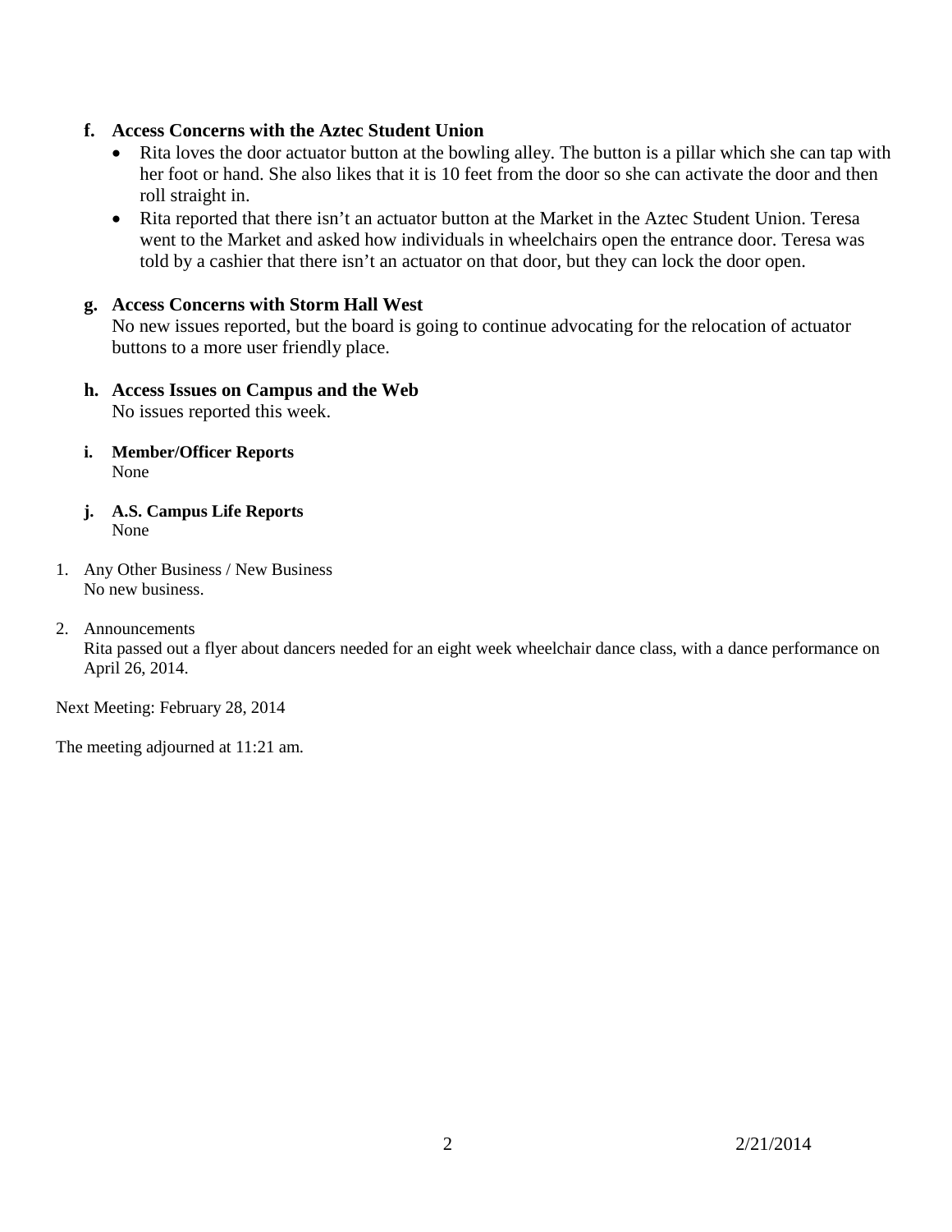**f. Access Concerns with the Aztec Student Union**

- Rita loves the door actuator button at the bowling alley. The button is a pillar which she can tap with her foot or hand. She also likes that it is 10 feet from the door so she can activate the door and then roll straight in.
- Rita reported that there isn't an actuator button at the Market in the Aztec Student Union. Teresa went to the Market and asked how individuals in wheelchairs open the entrance door. Teresa was told by a cashier that there isn't an actuator on that door, but they can lock the door open.

**g. Access Concerns with Storm Hall West**

No new issues reported, but the board is going to continue advocating for the relocation of actuator buttons to a more user friendly place.

**h. Access Issues on Campus and the Web**

No issues reported this week.

**i. Member/Officer Reports**

None

**j. A.S. Campus Life Reports**

None

1. Any Other Business / New Business
   No new business.

2. Announcements
   Rita passed out a flyer about dancers needed for an eight week wheelchair dance class, with a dance performance on April 26, 2014.

Next Meeting: February 28, 2014

The meeting adjourned at 11:21 am.